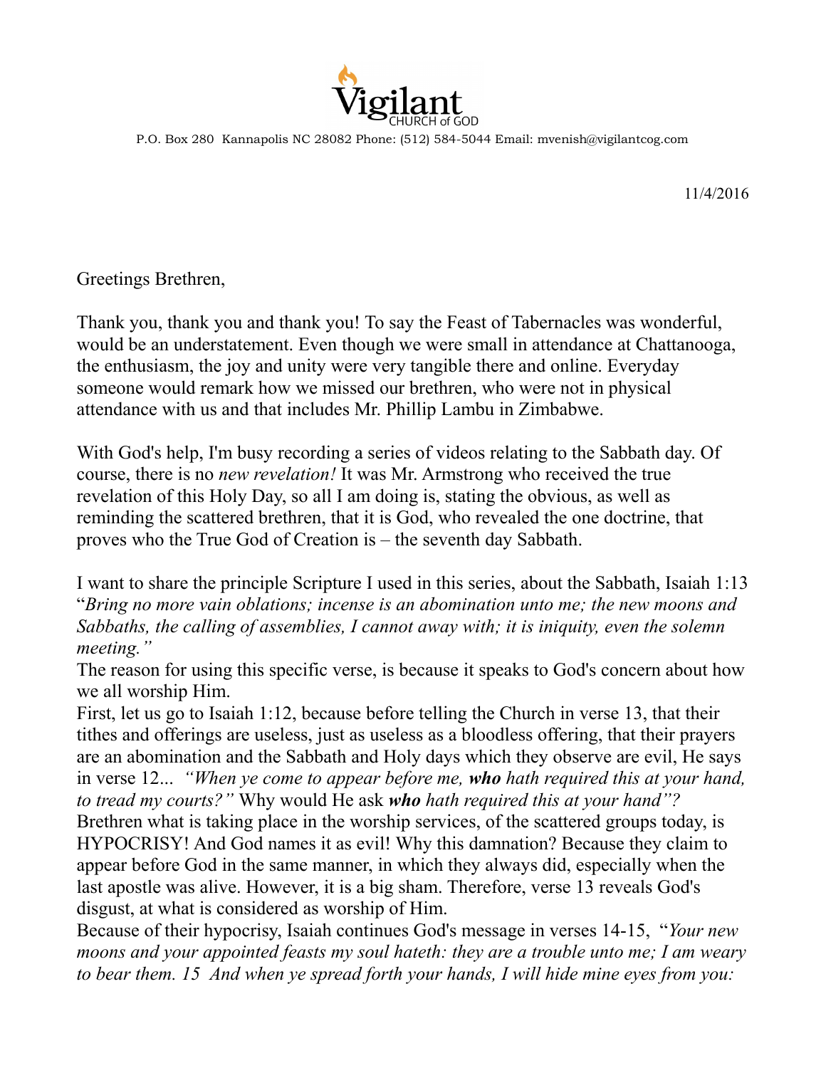Vigilant
CHURCH of GOD

P.O. Box 280 Kannapolis NC 28082 Phone: (512) 584-5044 Email: mvenish@vigilantcog.com

11/4/2016

Greetings Brethren,

Thank you, thank you and thank you! To say the Feast of Tabernacles was wonderful, would be an understatement. Even though we were small in attendance at Chattanooga, the enthusiasm, the joy and unity were very tangible there and online. Everyday someone would remark how we missed our brethren, who were not in physical attendance with us and that includes Mr. Phillip Lambu in Zimbabwe.

With God's help, I'm busy recording a series of videos relating to the Sabbath day. Of course, there is no *new revelation!* It was Mr. Armstrong who received the true revelation of this Holy Day, so all I am doing is, stating the obvious, as well as reminding the scattered brethren, that it is God, who revealed the one doctrine, that proves who the True God of Creation is – the seventh day Sabbath.

I want to share the principle Scripture I used in this series, about the Sabbath, Isaiah 1:13 "*Bring no more vain oblations; incense is an abomination unto me; the new moons and Sabbaths, the calling of assemblies, I cannot away with; it is iniquity, even the solemn meeting."*
The reason for using this specific verse, is because it speaks to God's concern about how we all worship Him.
First, let us go to Isaiah 1:12, because before telling the Church in verse 13, that their tithes and offerings are useless, just as useless as a bloodless offering, that their prayers are an abomination and the Sabbath and Holy days which they observe are evil, He says in verse 12... *"When ye come to appear before me, **who** hath required this at your hand, to tread my courts?"* Why would He ask ***who** hath required this at your hand"?*
Brethren what is taking place in the worship services, of the scattered groups today, is HYPOCRISY! And God names it as evil! Why this damnation? Because they claim to appear before God in the same manner, in which they always did, especially when the last apostle was alive. However, it is a big sham. Therefore, verse 13 reveals God's disgust, at what is considered as worship of Him.
Because of their hypocrisy, Isaiah continues God's message in verses 14-15, "*Your new moons and your appointed feasts my soul hateth: they are a trouble unto me; I am weary to bear them. 15 And when ye spread forth your hands, I will hide mine eyes from you:*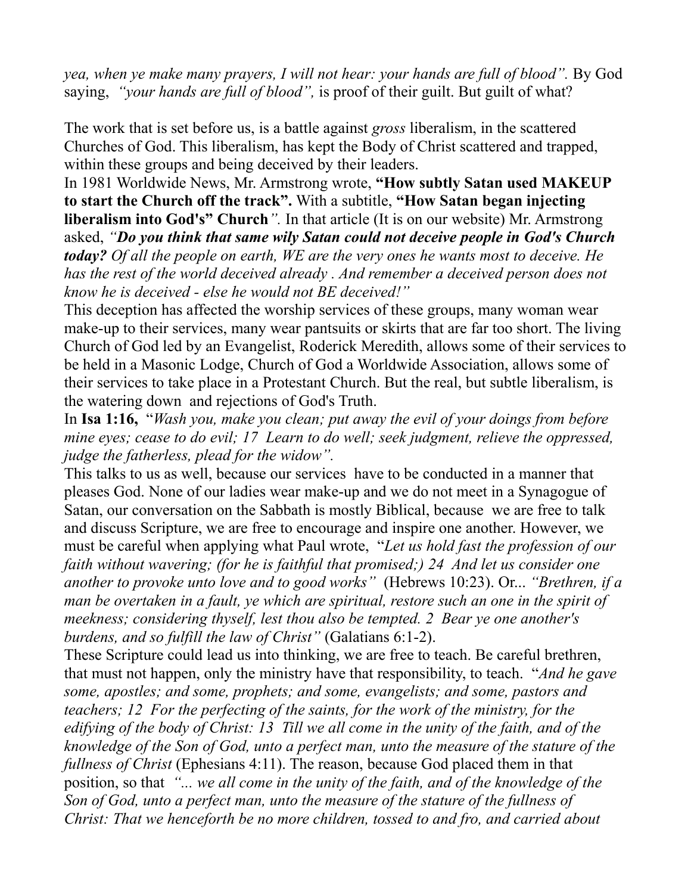*yea, when ye make many prayers, I will not hear: your hands are full of blood".* By God saying, *"your hands are full of blood",* is proof of their guilt. But guilt of what?

The work that is set before us, is a battle against *gross* liberalism, in the scattered Churches of God. This liberalism, has kept the Body of Christ scattered and trapped, within these groups and being deceived by their leaders.

In 1981 Worldwide News, Mr. Armstrong wrote, **"How subtly Satan used MAKEUP to start the Church off the track".** With a subtitle, **"How Satan began injecting liberalism into God's" Church***".* In that article (It is on our website) Mr. Armstrong asked, *"**Do you think that same wily Satan could not deceive people in God's Church today?** Of all the people on earth, WE are the very ones he wants most to deceive. He has the rest of the world deceived already . And remember a deceived person does not know he is deceived - else he would not BE deceived!"*

This deception has affected the worship services of these groups, many woman wear make-up to their services, many wear pantsuits or skirts that are far too short. The living Church of God led by an Evangelist, Roderick Meredith, allows some of their services to be held in a Masonic Lodge, Church of God a Worldwide Association, allows some of their services to take place in a Protestant Church. But the real, but subtle liberalism, is the watering down and rejections of God's Truth.

In **Isa 1:16,** "*Wash you, make you clean; put away the evil of your doings from before mine eyes; cease to do evil; 17 Learn to do well; seek judgment, relieve the oppressed, judge the fatherless, plead for the widow".*

This talks to us as well, because our services have to be conducted in a manner that pleases God. None of our ladies wear make-up and we do not meet in a Synagogue of Satan, our conversation on the Sabbath is mostly Biblical, because we are free to talk and discuss Scripture, we are free to encourage and inspire one another. However, we must be careful when applying what Paul wrote, "*Let us hold fast the profession of our faith without wavering; (for he is faithful that promised;) 24 And let us consider one another to provoke unto love and to good works"* (Hebrews 10:23). Or... *"Brethren, if a man be overtaken in a fault, ye which are spiritual, restore such an one in the spirit of meekness; considering thyself, lest thou also be tempted. 2 Bear ye one another's burdens, and so fulfill the law of Christ"* (Galatians 6:1-2).

These Scripture could lead us into thinking, we are free to teach. Be careful brethren, that must not happen, only the ministry have that responsibility, to teach. "*And he gave some, apostles; and some, prophets; and some, evangelists; and some, pastors and teachers; 12 For the perfecting of the saints, for the work of the ministry, for the edifying of the body of Christ: 13 Till we all come in the unity of the faith, and of the knowledge of the Son of God, unto a perfect man, unto the measure of the stature of the fullness of Christ* (Ephesians 4:11). The reason, because God placed them in that position, so that *"... we all come in the unity of the faith, and of the knowledge of the Son of God, unto a perfect man, unto the measure of the stature of the fullness of Christ: That we henceforth be no more children, tossed to and fro, and carried about*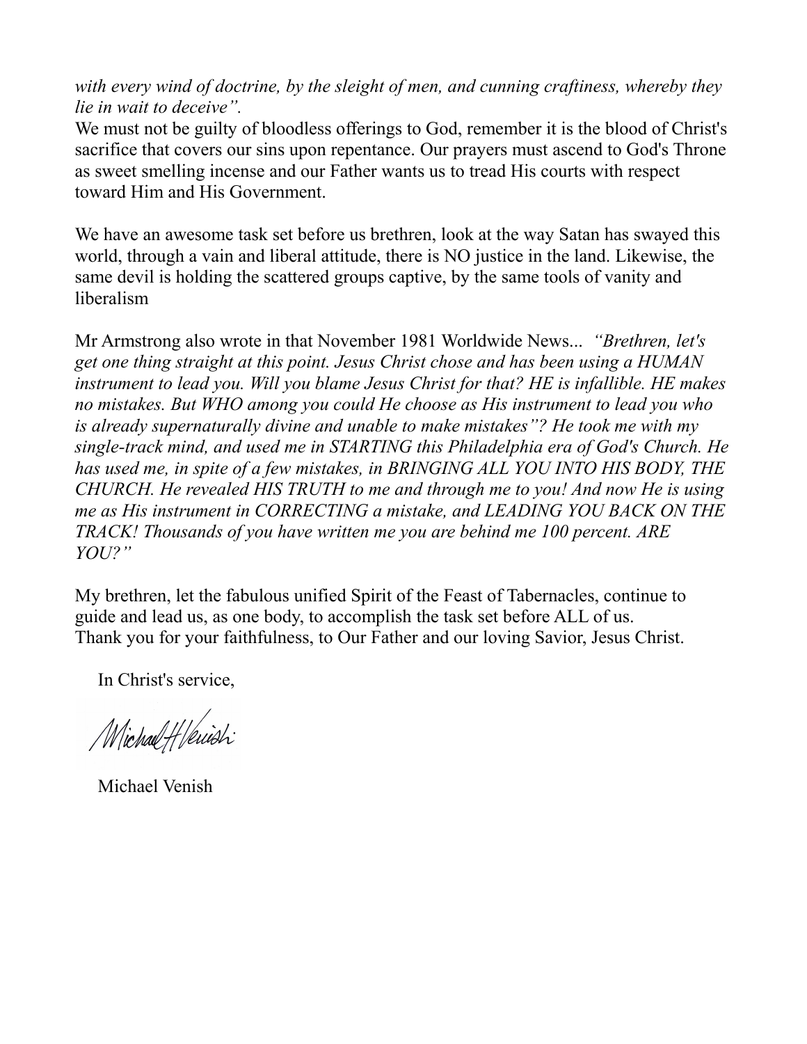*with every wind of doctrine, by the sleight of men, and cunning craftiness, whereby they lie in wait to deceive".*

We must not be guilty of bloodless offerings to God, remember it is the blood of Christ's sacrifice that covers our sins upon repentance. Our prayers must ascend to God's Throne as sweet smelling incense and our Father wants us to tread His courts with respect toward Him and His Government.

We have an awesome task set before us brethren, look at the way Satan has swayed this world, through a vain and liberal attitude, there is NO justice in the land. Likewise, the same devil is holding the scattered groups captive, by the same tools of vanity and liberalism

Mr Armstrong also wrote in that November 1981 Worldwide News... *"Brethren, let's get one thing straight at this point. Jesus Christ chose and has been using a HUMAN instrument to lead you. Will you blame Jesus Christ for that? HE is infallible. HE makes no mistakes. But WHO among you could He choose as His instrument to lead you who is already supernaturally divine and unable to make mistakes"? He took me with my single-track mind, and used me in STARTING this Philadelphia era of God's Church. He has used me, in spite of a few mistakes, in BRINGING ALL YOU INTO HIS BODY, THE CHURCH. He revealed HIS TRUTH to me and through me to you! And now He is using me as His instrument in CORRECTING a mistake, and LEADING YOU BACK ON THE TRACK! Thousands of you have written me you are behind me 100 percent. ARE YOU?"*

My brethren, let the fabulous unified Spirit of the Feast of Tabernacles, continue to guide and lead us, as one body, to accomplish the task set before ALL of us.
Thank you for your faithfulness, to Our Father and our loving Savior, Jesus Christ.

In Christ's service,

Michael H Venish

Michael Venish